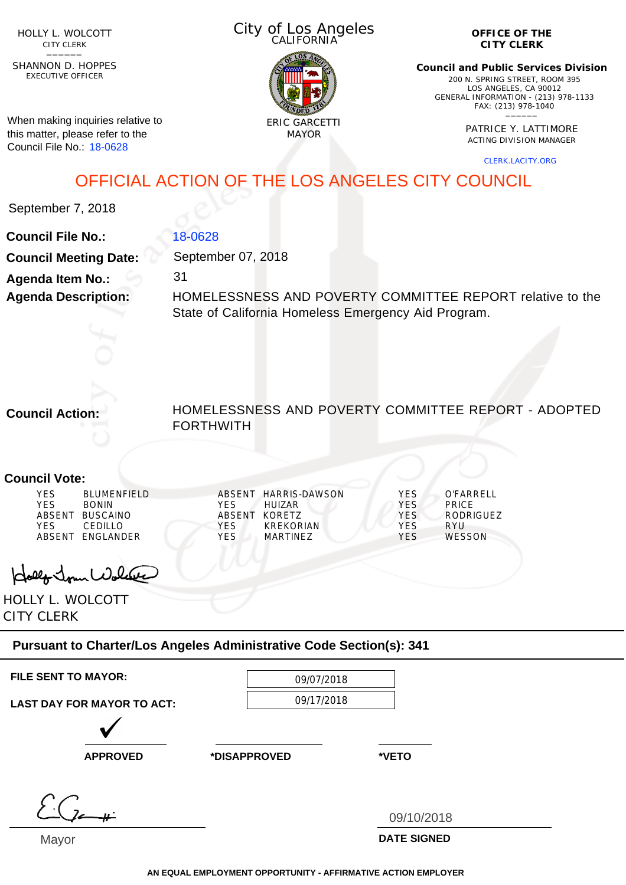HOLLY L. WOLCOTT
CITY CLERK

SHANNON D. HOPPES
EXECUTIVE OFFICER

When making inquiries relative to this matter, please refer to the Council File No.: 18-0628

City of Los Angeles
CALIFORNIA

ERIC GARCETTI
MAYOR

**OFFICE OF THE CITY CLERK**

**Council and Public Services Division**
200 N. SPRING STREET, ROOM 395
LOS ANGELES, CA 90012
GENERAL INFORMATION - (213) 978-1133
FAX: (213) 978-1040

PATRICE Y. LATTIMORE
ACTING DIVISION MANAGER

CLERK.LACITY.ORG

# OFFICIAL ACTION OF THE LOS ANGELES CITY COUNCIL

September 7, 2018

**Council File No.:** 18-0628

**Council Meeting Date:** September 07, 2018

**Agenda Item No.:** 31

**Agenda Description:** HOMELESSNESS AND POVERTY COMMITTEE REPORT relative to the State of California Homeless Emergency Aid Program.

**Council Action:** HOMELESSNESS AND POVERTY COMMITTEE REPORT - ADOPTED FORTHWITH

**Council Vote:**

| | | | | | |
|---|---|---|---|---|---|
| YES | BLUMENFIELD | ABSENT | HARRIS-DAWSON | YES | O'FARRELL |
| YES | BONIN | YES | HUIZAR | YES | PRICE |
| ABSENT | BUSCAINO | ABSENT | KORETZ | YES | RODRIGUEZ |
| YES | CEDILLO | YES | KREKORIAN | YES | RYU |
| ABSENT | ENGLANDER | YES | MARTINEZ | YES | WESSON |

HOLLY L. WOLCOTT
CITY CLERK

**Pursuant to Charter/Los Angeles Administrative Code Section(s): 341**

**FILE SENT TO MAYOR:** 09/07/2018

**LAST DAY FOR MAYOR TO ACT:** 09/17/2018

✓ **APPROVED** | **\*DISAPPROVED** | **\*VETO**

Mayor

09/10/2018
**DATE SIGNED**

**AN EQUAL EMPLOYMENT OPPORTUNITY - AFFIRMATIVE ACTION EMPLOYER**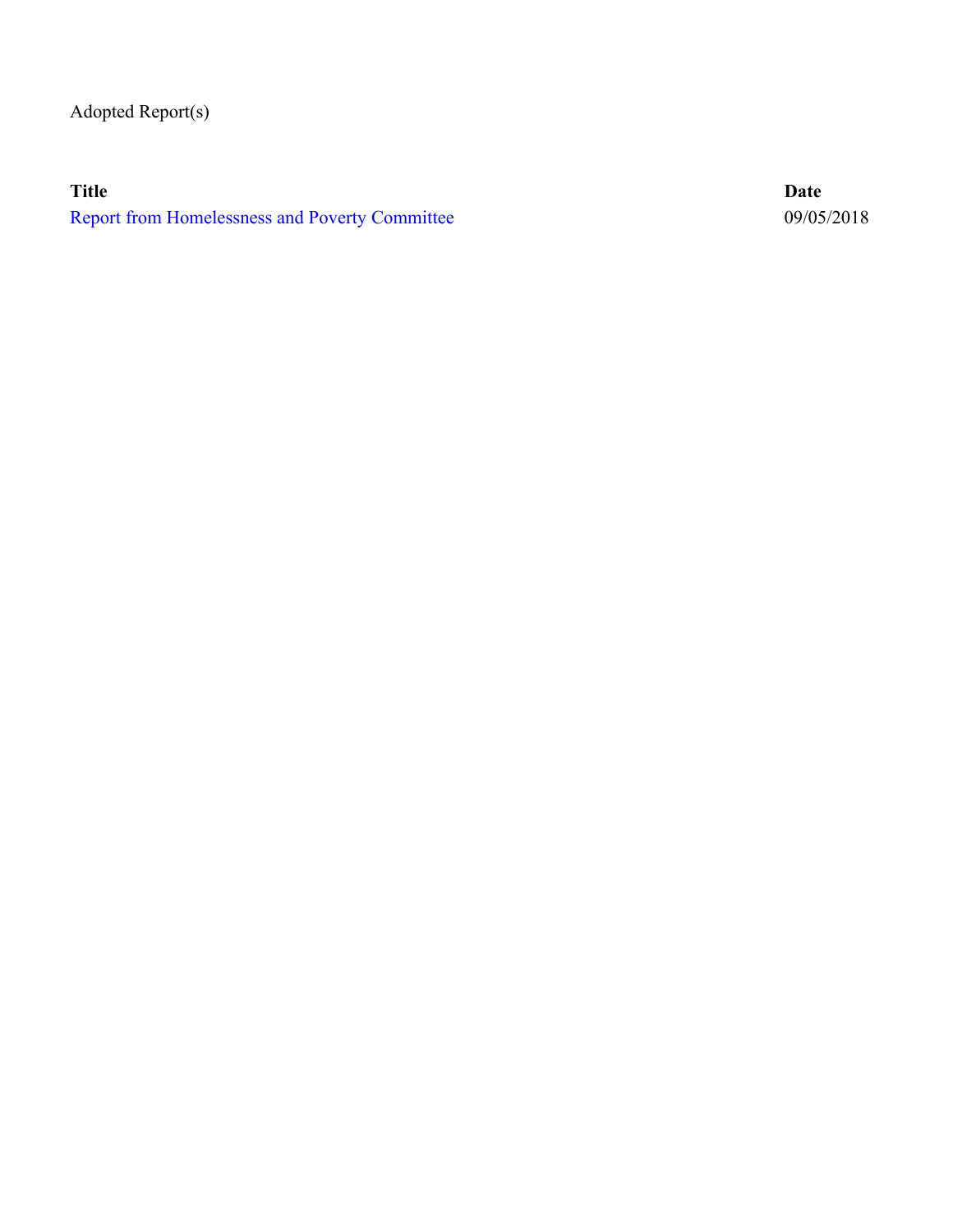Adopted Report(s)

| Title | Date |
| --- | --- |
| Report from Homelessness and Poverty Committee | 09/05/2018 |